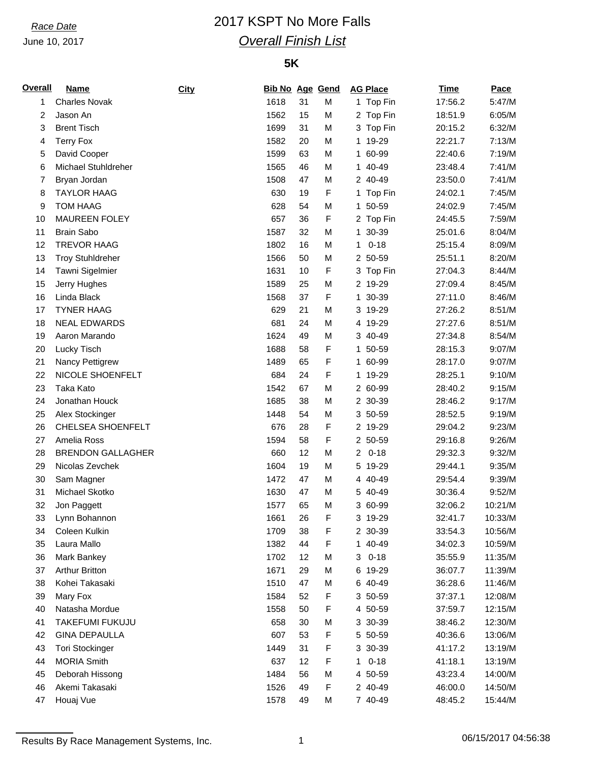*Race Date*

June 10, 2017

# 2017 KSPT No More Falls

## *Overall Finish List*

### 5K

| Overall | Name | City | Bib No | Age | Gend | AG Place | Time | Pace |
|---|---|---|---|---|---|---|---|---|
| 1 | Charles Novak | | 1618 | 31 | M | 1 Top Fin | 17:56.2 | 5:47/M |
| 2 | Jason An | | 1562 | 15 | M | 2 Top Fin | 18:51.9 | 6:05/M |
| 3 | Brent Tisch | | 1699 | 31 | M | 3 Top Fin | 20:15.2 | 6:32/M |
| 4 | Terry Fox | | 1582 | 20 | M | 1 19-29 | 22:21.7 | 7:13/M |
| 5 | David Cooper | | 1599 | 63 | M | 1 60-99 | 22:40.6 | 7:19/M |
| 6 | Michael Stuhldreher | | 1565 | 46 | M | 1 40-49 | 23:48.4 | 7:41/M |
| 7 | Bryan Jordan | | 1508 | 47 | M | 2 40-49 | 23:50.0 | 7:41/M |
| 8 | TAYLOR HAAG | | 630 | 19 | F | 1 Top Fin | 24:02.1 | 7:45/M |
| 9 | TOM HAAG | | 628 | 54 | M | 1 50-59 | 24:02.9 | 7:45/M |
| 10 | MAUREEN FOLEY | | 657 | 36 | F | 2 Top Fin | 24:45.5 | 7:59/M |
| 11 | Brain Sabo | | 1587 | 32 | M | 1 30-39 | 25:01.6 | 8:04/M |
| 12 | TREVOR HAAG | | 1802 | 16 | M | 1 0-18 | 25:15.4 | 8:09/M |
| 13 | Troy Stuhldreher | | 1566 | 50 | M | 2 50-59 | 25:51.1 | 8:20/M |
| 14 | Tawni Sigelmier | | 1631 | 10 | F | 3 Top Fin | 27:04.3 | 8:44/M |
| 15 | Jerry Hughes | | 1589 | 25 | M | 2 19-29 | 27:09.4 | 8:45/M |
| 16 | Linda Black | | 1568 | 37 | F | 1 30-39 | 27:11.0 | 8:46/M |
| 17 | TYNER HAAG | | 629 | 21 | M | 3 19-29 | 27:26.2 | 8:51/M |
| 18 | NEAL EDWARDS | | 681 | 24 | M | 4 19-29 | 27:27.6 | 8:51/M |
| 19 | Aaron Marando | | 1624 | 49 | M | 3 40-49 | 27:34.8 | 8:54/M |
| 20 | Lucky Tisch | | 1688 | 58 | F | 1 50-59 | 28:15.3 | 9:07/M |
| 21 | Nancy Pettigrew | | 1489 | 65 | F | 1 60-99 | 28:17.0 | 9:07/M |
| 22 | NICOLE SHOENFELT | | 684 | 24 | F | 1 19-29 | 28:25.1 | 9:10/M |
| 23 | Taka Kato | | 1542 | 67 | M | 2 60-99 | 28:40.2 | 9:15/M |
| 24 | Jonathan Houck | | 1685 | 38 | M | 2 30-39 | 28:46.2 | 9:17/M |
| 25 | Alex Stockinger | | 1448 | 54 | M | 3 50-59 | 28:52.5 | 9:19/M |
| 26 | CHELSEA SHOENFELT | | 676 | 28 | F | 2 19-29 | 29:04.2 | 9:23/M |
| 27 | Amelia Ross | | 1594 | 58 | F | 2 50-59 | 29:16.8 | 9:26/M |
| 28 | BRENDON GALLAGHER | | 660 | 12 | M | 2 0-18 | 29:32.3 | 9:32/M |
| 29 | Nicolas Zevchek | | 1604 | 19 | M | 5 19-29 | 29:44.1 | 9:35/M |
| 30 | Sam Magner | | 1472 | 47 | M | 4 40-49 | 29:54.4 | 9:39/M |
| 31 | Michael Skotko | | 1630 | 47 | M | 5 40-49 | 30:36.4 | 9:52/M |
| 32 | Jon Paggett | | 1577 | 65 | M | 3 60-99 | 32:06.2 | 10:21/M |
| 33 | Lynn Bohannon | | 1661 | 26 | F | 3 19-29 | 32:41.7 | 10:33/M |
| 34 | Coleen Kulkin | | 1709 | 38 | F | 2 30-39 | 33:54.3 | 10:56/M |
| 35 | Laura Mallo | | 1382 | 44 | F | 1 40-49 | 34:02.3 | 10:59/M |
| 36 | Mark Bankey | | 1702 | 12 | M | 3 0-18 | 35:55.9 | 11:35/M |
| 37 | Arthur Britton | | 1671 | 29 | M | 6 19-29 | 36:07.7 | 11:39/M |
| 38 | Kohei Takasaki | | 1510 | 47 | M | 6 40-49 | 36:28.6 | 11:46/M |
| 39 | Mary Fox | | 1584 | 52 | F | 3 50-59 | 37:37.1 | 12:08/M |
| 40 | Natasha Mordue | | 1558 | 50 | F | 4 50-59 | 37:59.7 | 12:15/M |
| 41 | TAKEFUMI FUKUJU | | 658 | 30 | M | 3 30-39 | 38:46.2 | 12:30/M |
| 42 | GINA DEPAULLA | | 607 | 53 | F | 5 50-59 | 40:36.6 | 13:06/M |
| 43 | Tori Stockinger | | 1449 | 31 | F | 3 30-39 | 41:17.2 | 13:19/M |
| 44 | MORIA Smith | | 637 | 12 | F | 1 0-18 | 41:18.1 | 13:19/M |
| 45 | Deborah Hissong | | 1484 | 56 | M | 4 50-59 | 43:23.4 | 14:00/M |
| 46 | Akemi Takasaki | | 1526 | 49 | F | 2 40-49 | 46:00.0 | 14:50/M |
| 47 | Houaj Vue | | 1578 | 49 | M | 7 40-49 | 48:45.2 | 15:44/M |

Results By Race Management Systems, Inc. 06/15/2017 04:56:38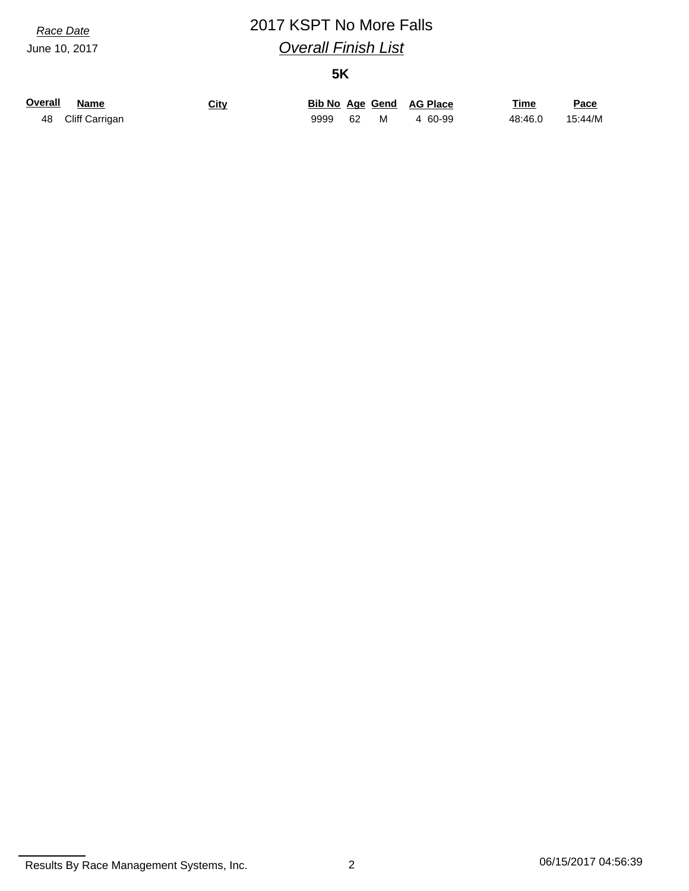*Race Date*
June 10, 2017

# 2017 KSPT No More Falls

## *Overall Finish List*

### 5K

| Overall | Name | City | Bib No | Age | Gend | AG Place | Time | Pace |
|---|---|---|---|---|---|---|---|---|
| 48 | Cliff Carrigan | | 9999 | 62 | M | 4 60-99 | 48:46.0 | 15:44/M |

Results By Race Management Systems, Inc.

06/15/2017 04:56:39